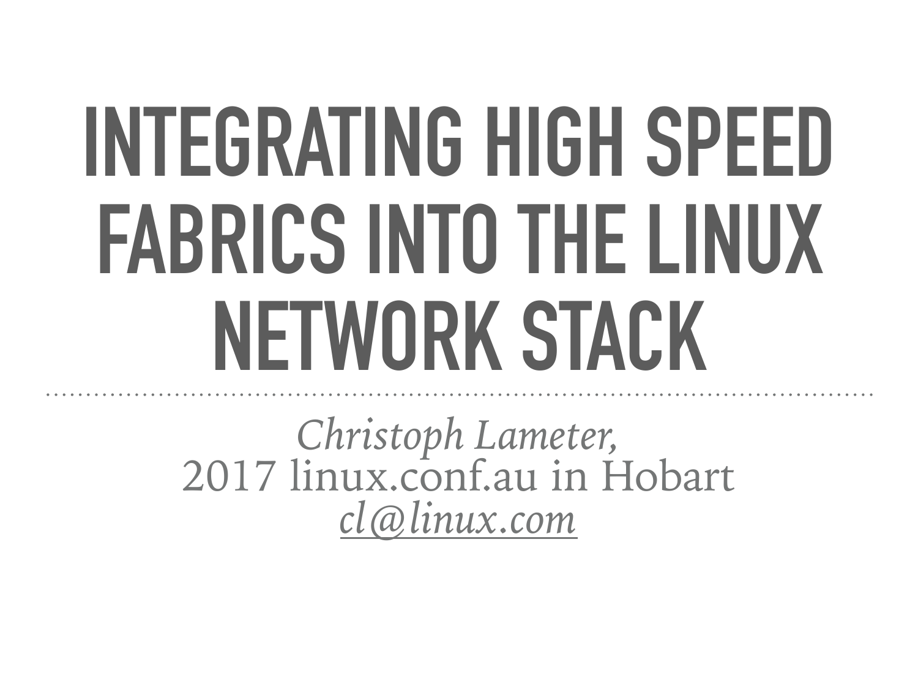# INTEGRATING HIGH SPEED FABRICS INTO THE LINUX NETWORK STACK

*Christoph Lameter,*
2017 linux.conf.au in Hobart
*cl@linux.com*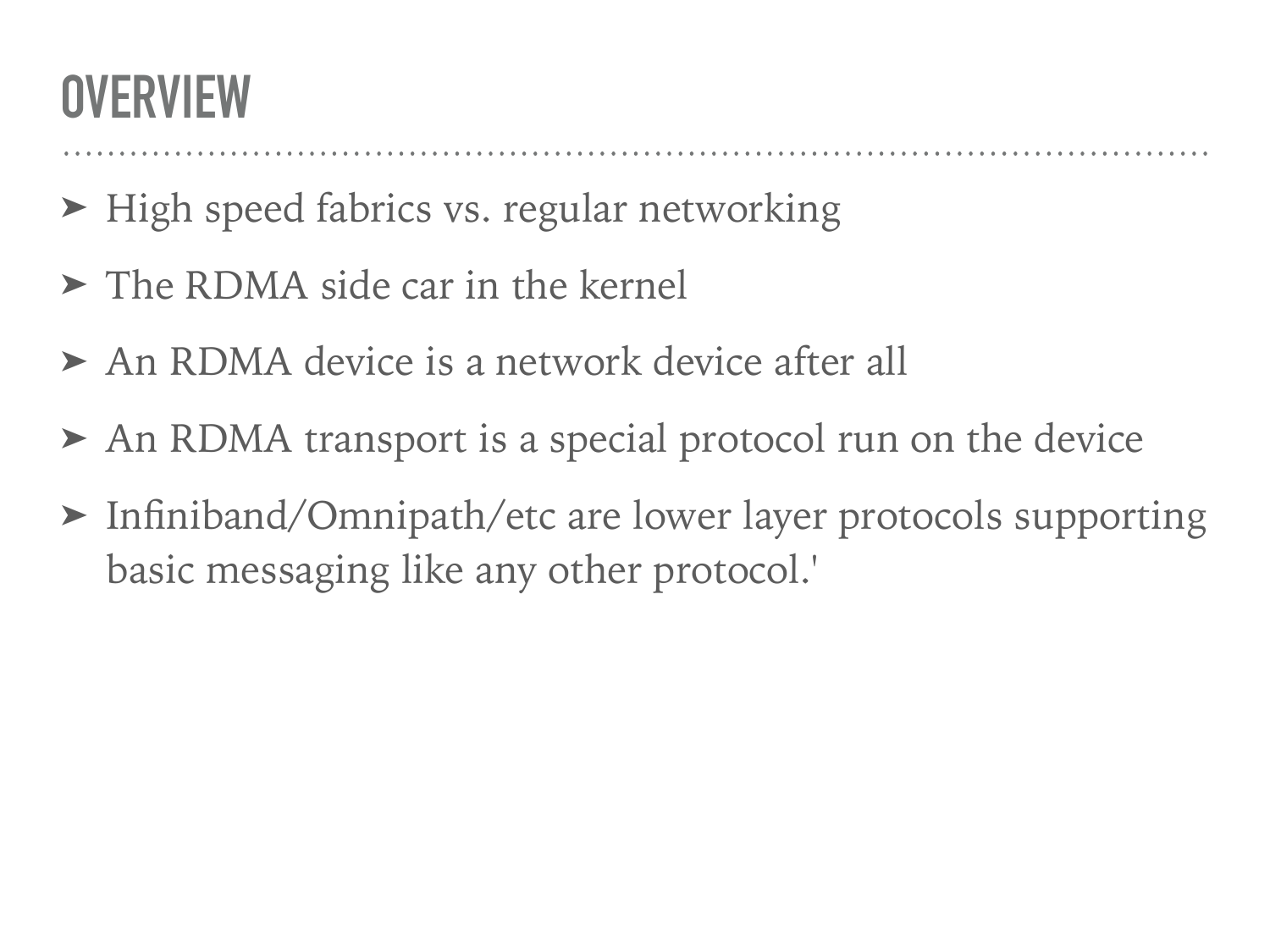# OVERVIEW

- High speed fabrics vs. regular networking
- The RDMA side car in the kernel
- An RDMA device is a network device after all
- An RDMA transport is a special protocol run on the device
- Infiniband/Omnipath/etc are lower layer protocols supporting basic messaging like any other protocol.'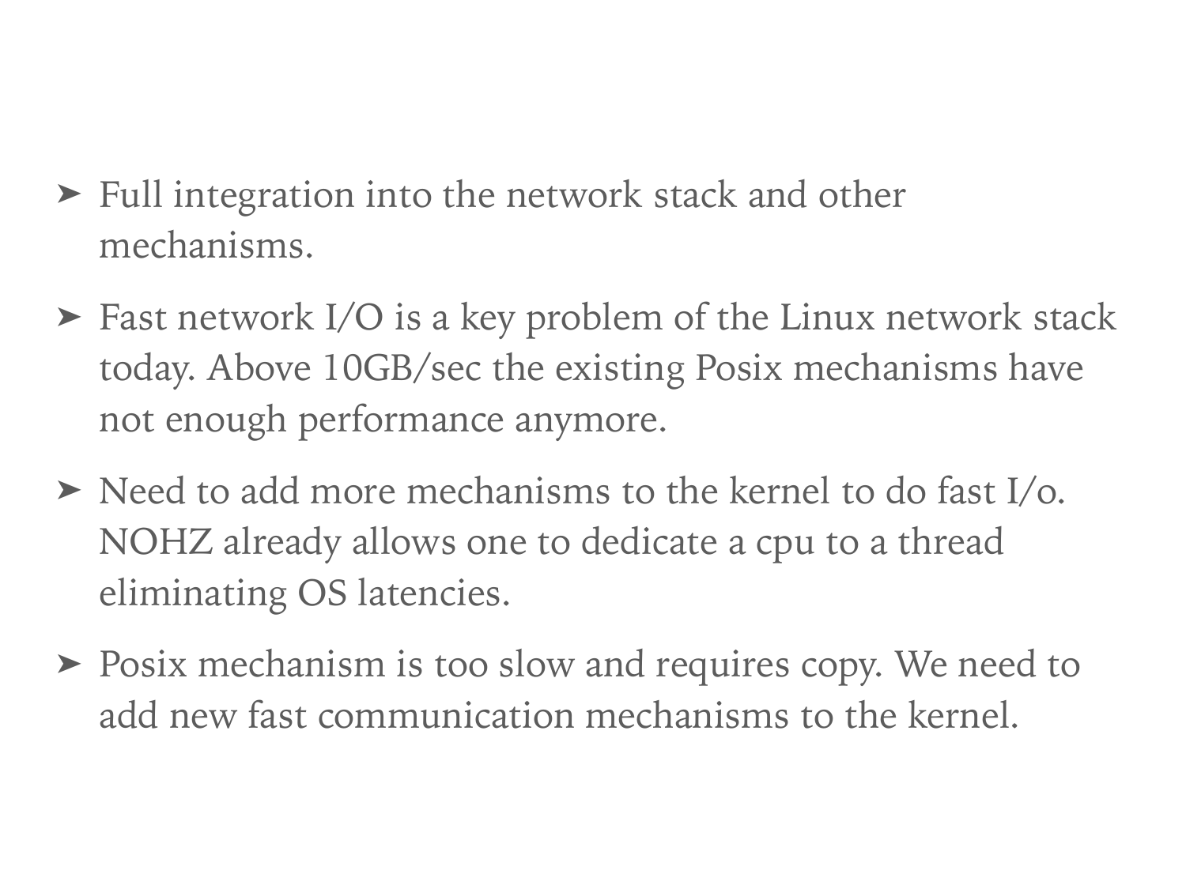- Full integration into the network stack and other mechanisms.
- Fast network I/O is a key problem of the Linux network stack today. Above 10GB/sec the existing Posix mechanisms have not enough performance anymore.
- Need to add more mechanisms to the kernel to do fast I/o. NOHZ already allows one to dedicate a cpu to a thread eliminating OS latencies.
- Posix mechanism is too slow and requires copy. We need to add new fast communication mechanisms to the kernel.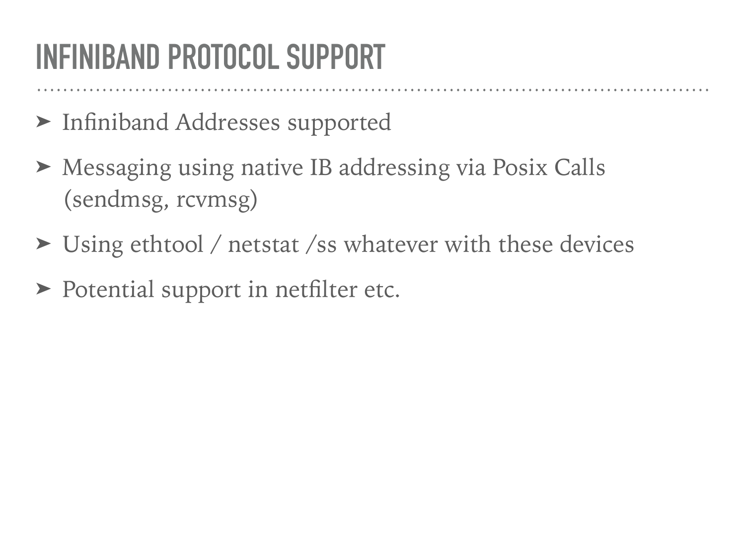# INFINIBAND PROTOCOL SUPPORT

- Infiniband Addresses supported
- Messaging using native IB addressing via Posix Calls (sendmsg, rcvmsg)
- Using ethtool / netstat /ss whatever with these devices
- Potential support in netfilter etc.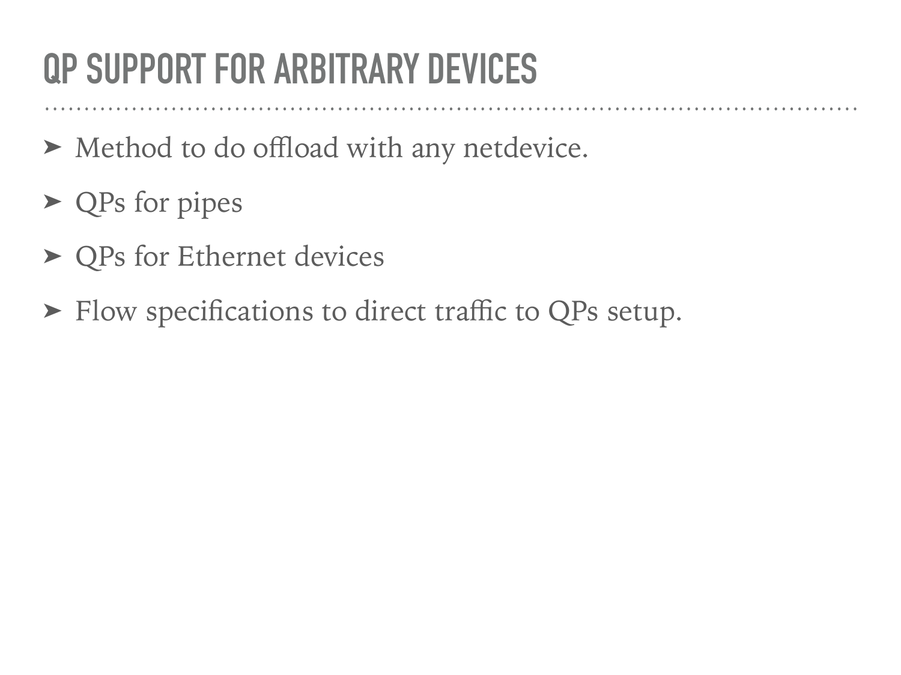# QP SUPPORT FOR ARBITRARY DEVICES

- Method to do offload with any netdevice.
- QPs for pipes
- QPs for Ethernet devices
- Flow specifications to direct traffic to QPs setup.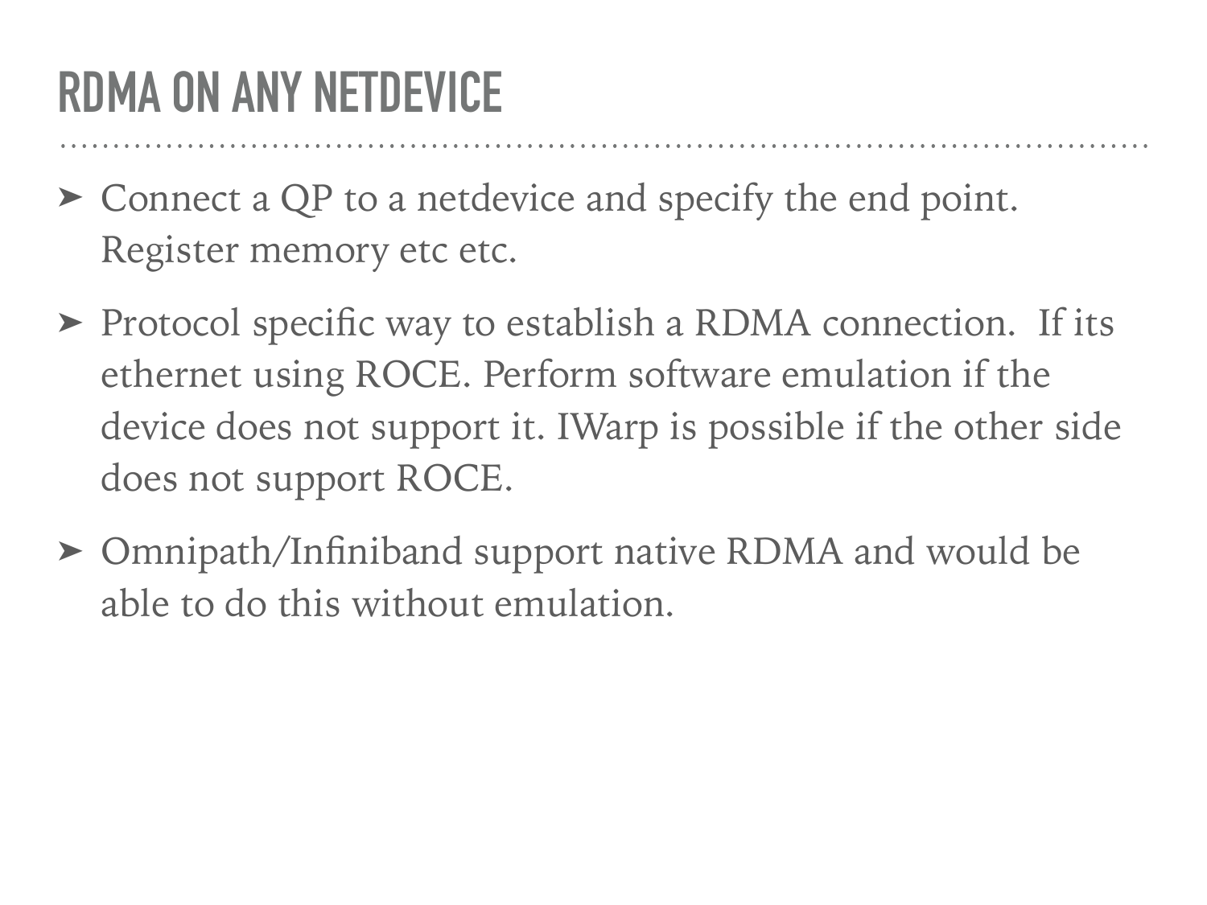# RDMA ON ANY NETDEVICE

- Connect a QP to a netdevice and specify the end point. Register memory etc etc.
- Protocol specific way to establish a RDMA connection. If its ethernet using ROCE. Perform software emulation if the device does not support it. IWarp is possible if the other side does not support ROCE.
- Omnipath/Infiniband support native RDMA and would be able to do this without emulation.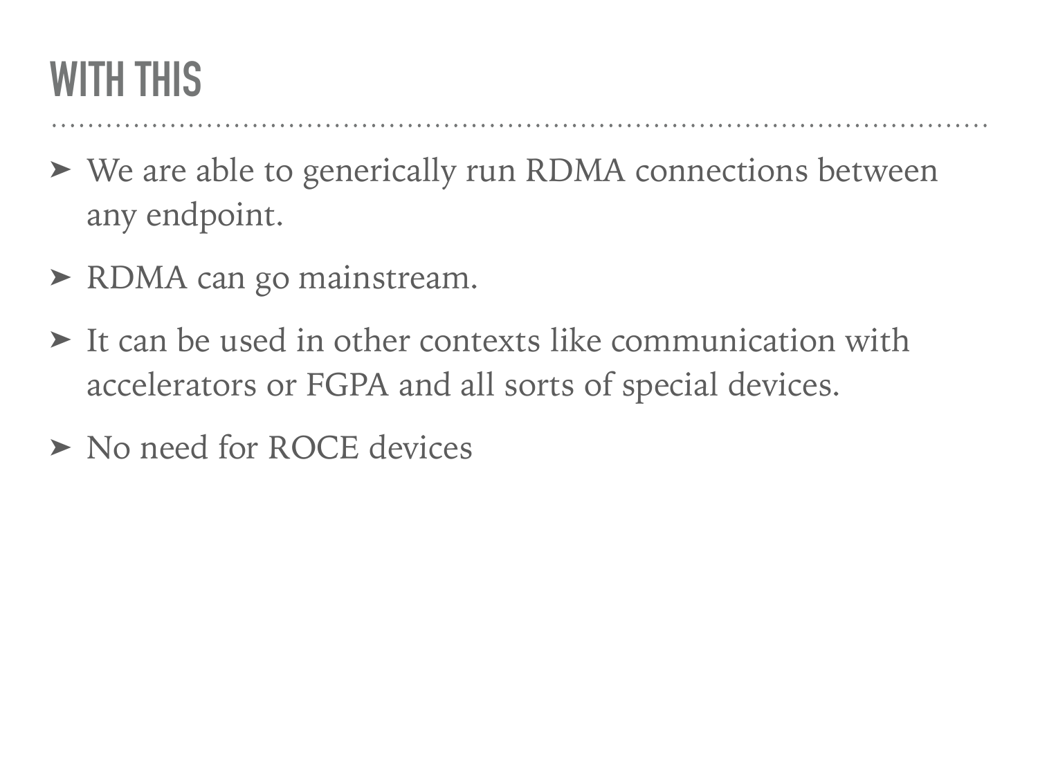# WITH THIS

- We are able to generically run RDMA connections between any endpoint.
- RDMA can go mainstream.
- It can be used in other contexts like communication with accelerators or FGPA and all sorts of special devices.
- No need for ROCE devices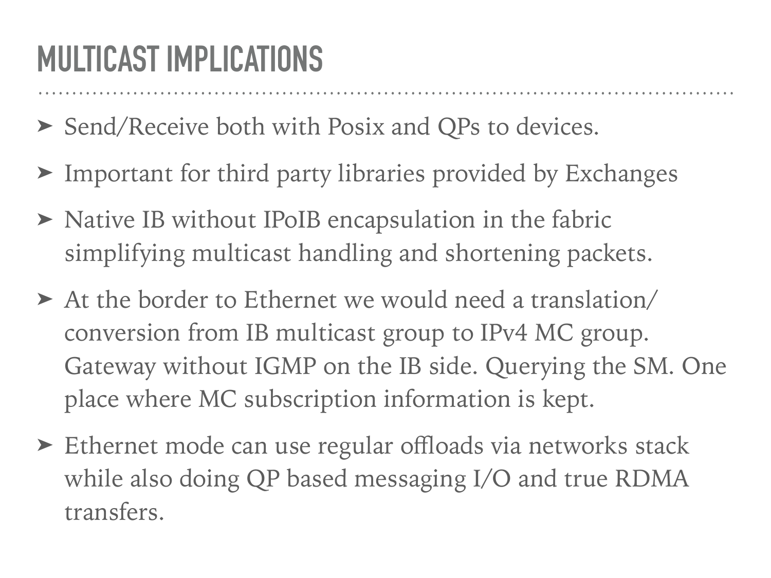# MULTICAST IMPLICATIONS

- Send/Receive both with Posix and QPs to devices.
- Important for third party libraries provided by Exchanges
- Native IB without IPoIB encapsulation in the fabric simplifying multicast handling and shortening packets.
- At the border to Ethernet we would need a translation/conversion from IB multicast group to IPv4 MC group. Gateway without IGMP on the IB side. Querying the SM. One place where MC subscription information is kept.
- Ethernet mode can use regular offloads via networks stack while also doing QP based messaging I/O and true RDMA transfers.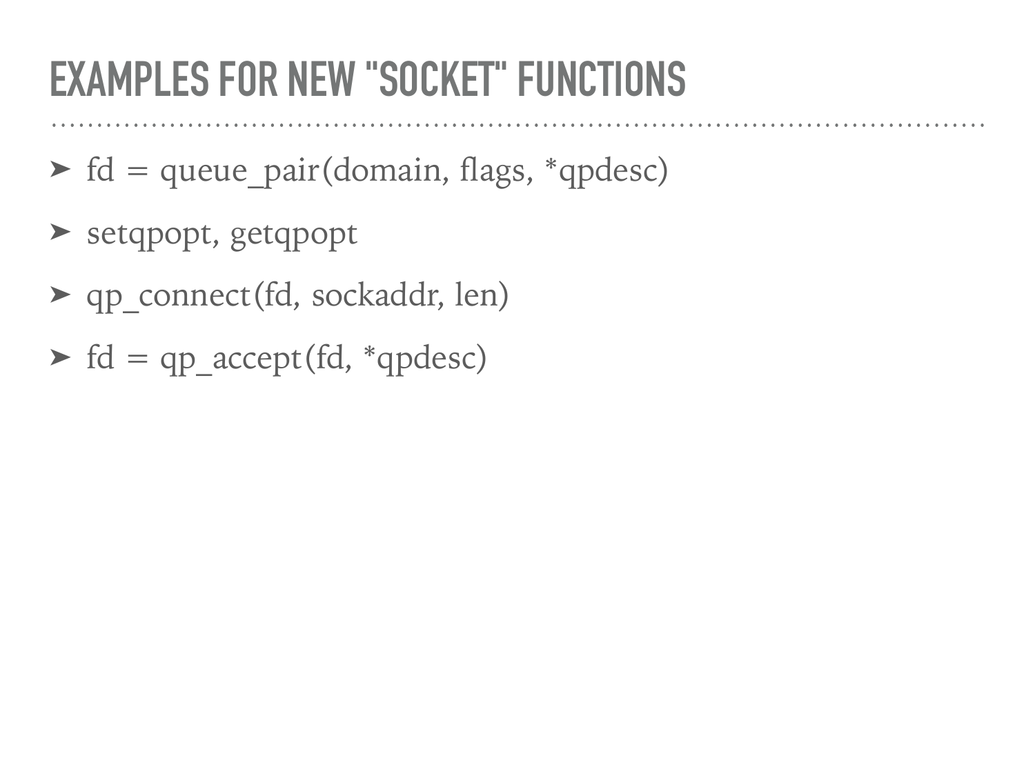# EXAMPLES FOR NEW "SOCKET" FUNCTIONS

- fd = queue_pair(domain, flags, *qpdesc)
- setqpopt, getqpopt
- qp_connect(fd, sockaddr, len)
- fd = qp_accept(fd, *qpdesc)